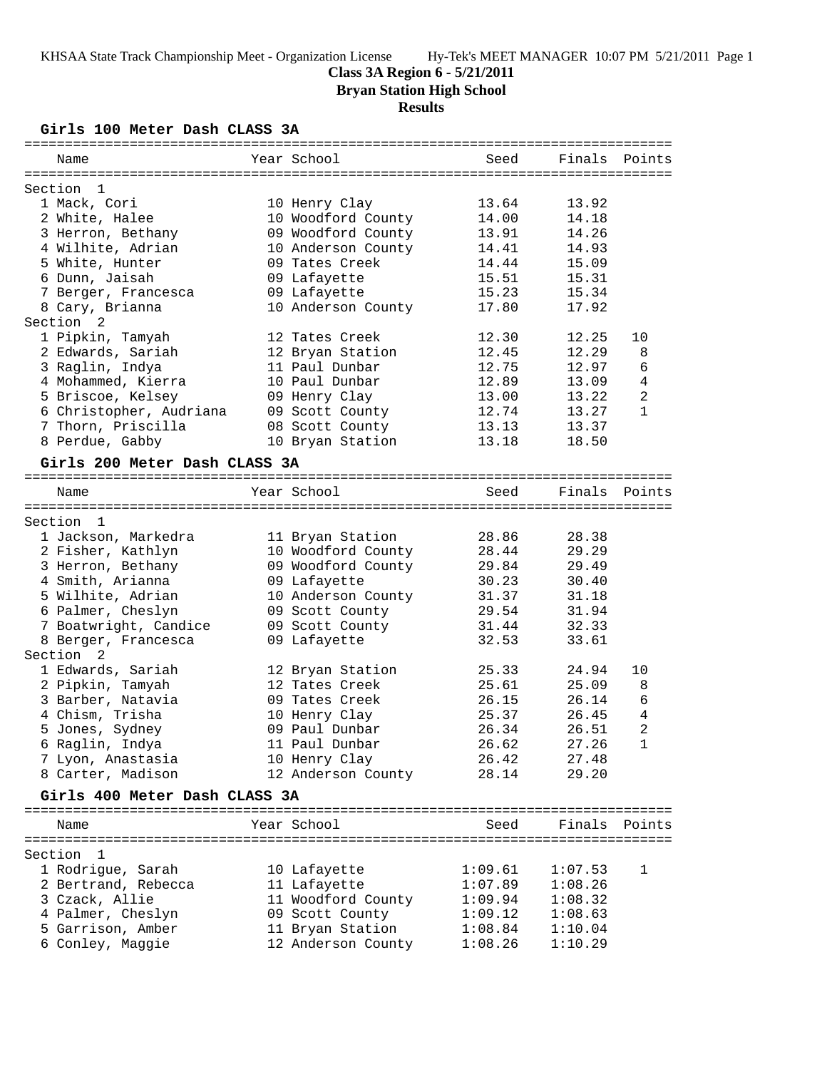KHSAA State Track Championship Meet - Organization License Hy-Tek's MEET MANAGER 10:07 PM 5/21/2011 Page 1

**Class 3A Region 6 - 5/21/2011**

**Bryan Station High School**

**Results**

### Girls 100 Meter Dash CLASS 3A

| Name | Year | School | Seed | Finals | Points |
|---|---|---|---|---|---|
| **Section 1** | | | | | |
| 1 Mack, Cori | 10 | Henry Clay | 13.64 | 13.92 | |
| 2 White, Halee | 10 | Woodford County | 14.00 | 14.18 | |
| 3 Herron, Bethany | 09 | Woodford County | 13.91 | 14.26 | |
| 4 Wilhite, Adrian | 10 | Anderson County | 14.41 | 14.93 | |
| 5 White, Hunter | 09 | Tates Creek | 14.44 | 15.09 | |
| 6 Dunn, Jaisah | 09 | Lafayette | 15.51 | 15.31 | |
| 7 Berger, Francesca | 09 | Lafayette | 15.23 | 15.34 | |
| 8 Cary, Brianna | 10 | Anderson County | 17.80 | 17.92 | |
| **Section 2** | | | | | |
| 1 Pipkin, Tamyah | 12 | Tates Creek | 12.30 | 12.25 | 10 |
| 2 Edwards, Sariah | 12 | Bryan Station | 12.45 | 12.29 | 8 |
| 3 Raglin, Indya | 11 | Paul Dunbar | 12.75 | 12.97 | 6 |
| 4 Mohammed, Kierra | 10 | Paul Dunbar | 12.89 | 13.09 | 4 |
| 5 Briscoe, Kelsey | 09 | Henry Clay | 13.00 | 13.22 | 2 |
| 6 Christopher, Audriana | 09 | Scott County | 12.74 | 13.27 | 1 |
| 7 Thorn, Priscilla | 08 | Scott County | 13.13 | 13.37 | |
| 8 Perdue, Gabby | 10 | Bryan Station | 13.18 | 18.50 | |

### Girls 200 Meter Dash CLASS 3A

| Name | Year | School | Seed | Finals | Points |
|---|---|---|---|---|---|
| **Section 1** | | | | | |
| 1 Jackson, Markedra | 11 | Bryan Station | 28.86 | 28.38 | |
| 2 Fisher, Kathlyn | 10 | Woodford County | 28.44 | 29.29 | |
| 3 Herron, Bethany | 09 | Woodford County | 29.84 | 29.49 | |
| 4 Smith, Arianna | 09 | Lafayette | 30.23 | 30.40 | |
| 5 Wilhite, Adrian | 10 | Anderson County | 31.37 | 31.18 | |
| 6 Palmer, Cheslyn | 09 | Scott County | 29.54 | 31.94 | |
| 7 Boatwright, Candice | 09 | Scott County | 31.44 | 32.33 | |
| 8 Berger, Francesca | 09 | Lafayette | 32.53 | 33.61 | |
| **Section 2** | | | | | |
| 1 Edwards, Sariah | 12 | Bryan Station | 25.33 | 24.94 | 10 |
| 2 Pipkin, Tamyah | 12 | Tates Creek | 25.61 | 25.09 | 8 |
| 3 Barber, Natavia | 09 | Tates Creek | 26.15 | 26.14 | 6 |
| 4 Chism, Trisha | 10 | Henry Clay | 25.37 | 26.45 | 4 |
| 5 Jones, Sydney | 09 | Paul Dunbar | 26.34 | 26.51 | 2 |
| 6 Raglin, Indya | 11 | Paul Dunbar | 26.62 | 27.26 | 1 |
| 7 Lyon, Anastasia | 10 | Henry Clay | 26.42 | 27.48 | |
| 8 Carter, Madison | 12 | Anderson County | 28.14 | 29.20 | |

### Girls 400 Meter Dash CLASS 3A

| Name | Year | School | Seed | Finals | Points |
|---|---|---|---|---|---|
| **Section 1** | | | | | |
| 1 Rodrigue, Sarah | 10 | Lafayette | 1:09.61 | 1:07.53 | 1 |
| 2 Bertrand, Rebecca | 11 | Lafayette | 1:07.89 | 1:08.26 | |
| 3 Czack, Allie | 11 | Woodford County | 1:09.94 | 1:08.32 | |
| 4 Palmer, Cheslyn | 09 | Scott County | 1:09.12 | 1:08.63 | |
| 5 Garrison, Amber | 11 | Bryan Station | 1:08.84 | 1:10.04 | |
| 6 Conley, Maggie | 12 | Anderson County | 1:08.26 | 1:10.29 | |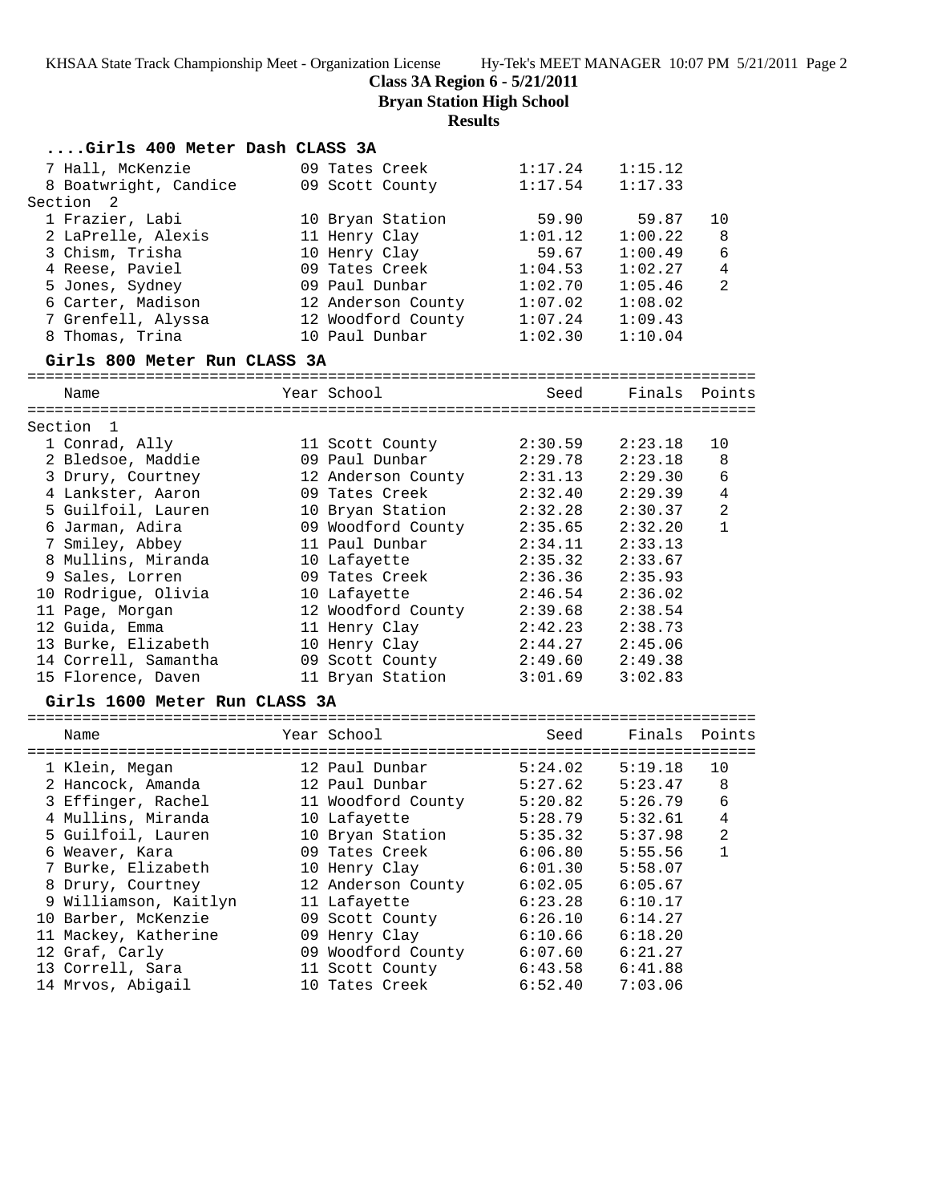**Class 3A Region 6 - 5/21/2011**

**Bryan Station High School**

**Results**

### ....Girls 400 Meter Dash CLASS 3A

| Name | Year | School | Seed | Finals | Points |
|---|---|---|---|---|---|
| 7 Hall, McKenzie | 09 | Tates Creek | 1:17.24 | 1:15.12 | |
| 8 Boatwright, Candice | 09 | Scott County | 1:17.54 | 1:17.33 | |
| **Section 2** | | | | | |
| 1 Frazier, Labi | 10 | Bryan Station | 59.90 | 59.87 | 10 |
| 2 LaPrelle, Alexis | 11 | Henry Clay | 1:01.12 | 1:00.22 | 8 |
| 3 Chism, Trisha | 10 | Henry Clay | 59.67 | 1:00.49 | 6 |
| 4 Reese, Paviel | 09 | Tates Creek | 1:04.53 | 1:02.27 | 4 |
| 5 Jones, Sydney | 09 | Paul Dunbar | 1:02.70 | 1:05.46 | 2 |
| 6 Carter, Madison | 12 | Anderson County | 1:07.02 | 1:08.02 | |
| 7 Grenfell, Alyssa | 12 | Woodford County | 1:07.24 | 1:09.43 | |
| 8 Thomas, Trina | 10 | Paul Dunbar | 1:02.30 | 1:10.04 | |

### Girls 800 Meter Run CLASS 3A

| Name | Year | School | Seed | Finals | Points |
|---|---|---|---|---|---|
| **Section 1** | | | | | |
| 1 Conrad, Ally | 11 | Scott County | 2:30.59 | 2:23.18 | 10 |
| 2 Bledsoe, Maddie | 09 | Paul Dunbar | 2:29.78 | 2:23.18 | 8 |
| 3 Drury, Courtney | 12 | Anderson County | 2:31.13 | 2:29.30 | 6 |
| 4 Lankster, Aaron | 09 | Tates Creek | 2:32.40 | 2:29.39 | 4 |
| 5 Guilfoil, Lauren | 10 | Bryan Station | 2:32.28 | 2:30.37 | 2 |
| 6 Jarman, Adira | 09 | Woodford County | 2:35.65 | 2:32.20 | 1 |
| 7 Smiley, Abbey | 11 | Paul Dunbar | 2:34.11 | 2:33.13 | |
| 8 Mullins, Miranda | 10 | Lafayette | 2:35.32 | 2:33.67 | |
| 9 Sales, Lorren | 09 | Tates Creek | 2:36.36 | 2:35.93 | |
| 10 Rodrigue, Olivia | 10 | Lafayette | 2:46.54 | 2:36.02 | |
| 11 Page, Morgan | 12 | Woodford County | 2:39.68 | 2:38.54 | |
| 12 Guida, Emma | 11 | Henry Clay | 2:42.23 | 2:38.73 | |
| 13 Burke, Elizabeth | 10 | Henry Clay | 2:44.27 | 2:45.06 | |
| 14 Correll, Samantha | 09 | Scott County | 2:49.60 | 2:49.38 | |
| 15 Florence, Daven | 11 | Bryan Station | 3:01.69 | 3:02.83 | |

### Girls 1600 Meter Run CLASS 3A

| Name | Year | School | Seed | Finals | Points |
|---|---|---|---|---|---|
| 1 Klein, Megan | 12 | Paul Dunbar | 5:24.02 | 5:19.18 | 10 |
| 2 Hancock, Amanda | 12 | Paul Dunbar | 5:27.62 | 5:23.47 | 8 |
| 3 Effinger, Rachel | 11 | Woodford County | 5:20.82 | 5:26.79 | 6 |
| 4 Mullins, Miranda | 10 | Lafayette | 5:28.79 | 5:32.61 | 4 |
| 5 Guilfoil, Lauren | 10 | Bryan Station | 5:35.32 | 5:37.98 | 2 |
| 6 Weaver, Kara | 09 | Tates Creek | 6:06.80 | 5:55.56 | 1 |
| 7 Burke, Elizabeth | 10 | Henry Clay | 6:01.30 | 5:58.07 | |
| 8 Drury, Courtney | 12 | Anderson County | 6:02.05 | 6:05.67 | |
| 9 Williamson, Kaitlyn | 11 | Lafayette | 6:23.28 | 6:10.17 | |
| 10 Barber, McKenzie | 09 | Scott County | 6:26.10 | 6:14.27 | |
| 11 Mackey, Katherine | 09 | Henry Clay | 6:10.66 | 6:18.20 | |
| 12 Graf, Carly | 09 | Woodford County | 6:07.60 | 6:21.27 | |
| 13 Correll, Sara | 11 | Scott County | 6:43.58 | 6:41.88 | |
| 14 Mrvos, Abigail | 10 | Tates Creek | 6:52.40 | 7:03.06 | |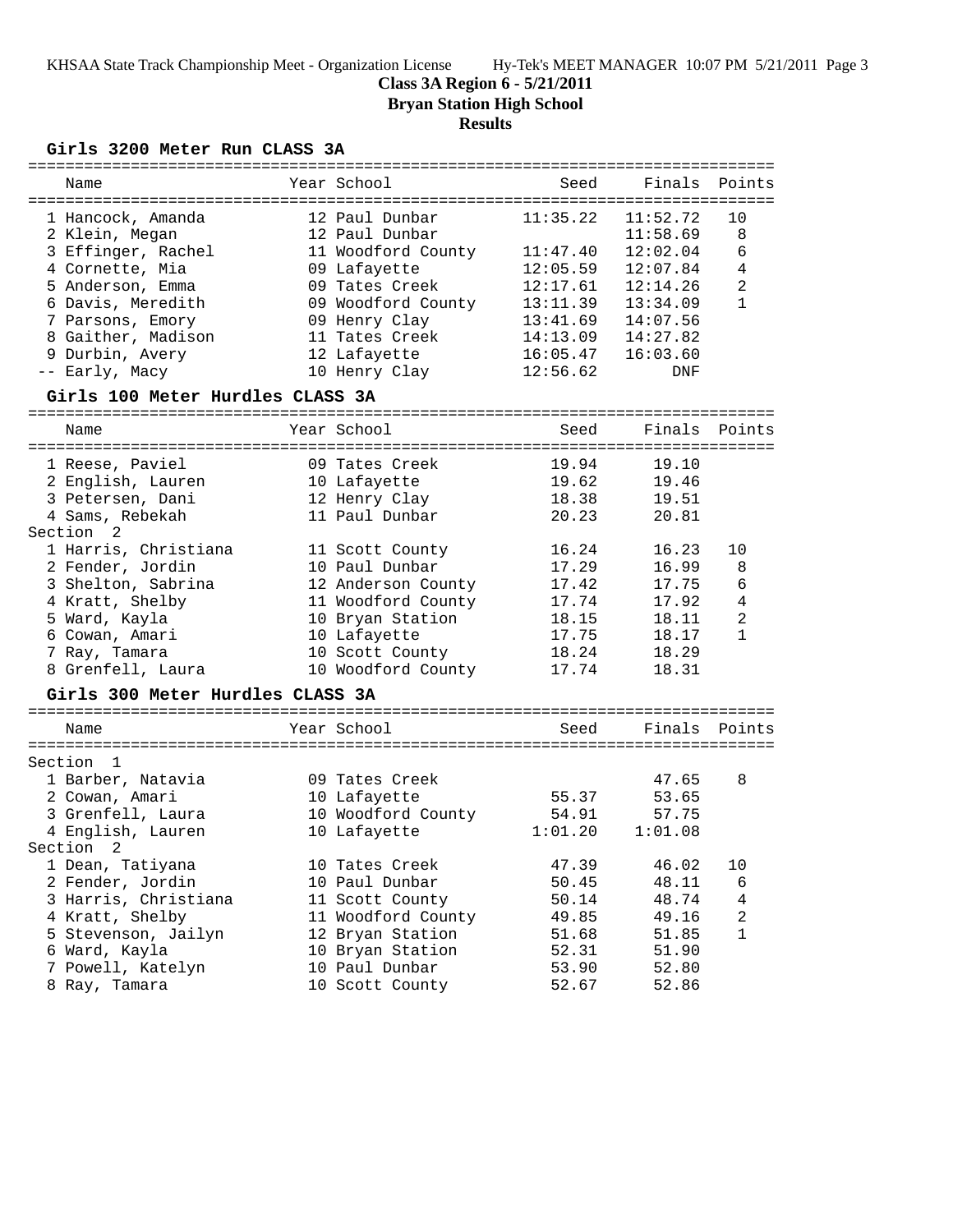# Class 3A Region 6 - 5/21/2011

## Bryan Station High School

### Results

#### Girls 3200 Meter Run CLASS 3A

| Place | Name | Year | School | Seed | Finals | Points |
|---|---|---|---|---|---|---|
| 1 | Hancock, Amanda | 12 | Paul Dunbar | 11:35.22 | 11:52.72 | 10 |
| 2 | Klein, Megan | 12 | Paul Dunbar | | 11:58.69 | 8 |
| 3 | Effinger, Rachel | 11 | Woodford County | 11:47.40 | 12:02.04 | 6 |
| 4 | Cornette, Mia | 09 | Lafayette | 12:05.59 | 12:07.84 | 4 |
| 5 | Anderson, Emma | 09 | Tates Creek | 12:17.61 | 12:14.26 | 2 |
| 6 | Davis, Meredith | 09 | Woodford County | 13:11.39 | 13:34.09 | 1 |
| 7 | Parsons, Emory | 09 | Henry Clay | 13:41.69 | 14:07.56 | |
| 8 | Gaither, Madison | 11 | Tates Creek | 14:13.09 | 14:27.82 | |
| 9 | Durbin, Avery | 12 | Lafayette | 16:05.47 | 16:03.60 | |
| -- | Early, Macy | 10 | Henry Clay | 12:56.62 | DNF | |

#### Girls 100 Meter Hurdles CLASS 3A

| Place | Name | Year | School | Seed | Finals | Points |
|---|---|---|---|---|---|---|
| 1 | Reese, Paviel | 09 | Tates Creek | 19.94 | 19.10 | |
| 2 | English, Lauren | 10 | Lafayette | 19.62 | 19.46 | |
| 3 | Petersen, Dani | 12 | Henry Clay | 18.38 | 19.51 | |
| 4 | Sams, Rebekah | 11 | Paul Dunbar | 20.23 | 20.81 | |
| Section 2 | | | | | | |
| 1 | Harris, Christiana | 11 | Scott County | 16.24 | 16.23 | 10 |
| 2 | Fender, Jordin | 10 | Paul Dunbar | 17.29 | 16.99 | 8 |
| 3 | Shelton, Sabrina | 12 | Anderson County | 17.42 | 17.75 | 6 |
| 4 | Kratt, Shelby | 11 | Woodford County | 17.74 | 17.92 | 4 |
| 5 | Ward, Kayla | 10 | Bryan Station | 18.15 | 18.11 | 2 |
| 6 | Cowan, Amari | 10 | Lafayette | 17.75 | 18.17 | 1 |
| 7 | Ray, Tamara | 10 | Scott County | 18.24 | 18.29 | |
| 8 | Grenfell, Laura | 10 | Woodford County | 17.74 | 18.31 | |

#### Girls 300 Meter Hurdles CLASS 3A

| Place | Name | Year | School | Seed | Finals | Points |
|---|---|---|---|---|---|---|
| Section 1 | | | | | | |
| 1 | Barber, Natavia | 09 | Tates Creek | | 47.65 | 8 |
| 2 | Cowan, Amari | 10 | Lafayette | 55.37 | 53.65 | |
| 3 | Grenfell, Laura | 10 | Woodford County | 54.91 | 57.75 | |
| 4 | English, Lauren | 10 | Lafayette | 1:01.20 | 1:01.08 | |
| Section 2 | | | | | | |
| 1 | Dean, Tatiyana | 10 | Tates Creek | 47.39 | 46.02 | 10 |
| 2 | Fender, Jordin | 10 | Paul Dunbar | 50.45 | 48.11 | 6 |
| 3 | Harris, Christiana | 11 | Scott County | 50.14 | 48.74 | 4 |
| 4 | Kratt, Shelby | 11 | Woodford County | 49.85 | 49.16 | 2 |
| 5 | Stevenson, Jailyn | 12 | Bryan Station | 51.68 | 51.85 | 1 |
| 6 | Ward, Kayla | 10 | Bryan Station | 52.31 | 51.90 | |
| 7 | Powell, Katelyn | 10 | Paul Dunbar | 53.90 | 52.80 | |
| 8 | Ray, Tamara | 10 | Scott County | 52.67 | 52.86 | |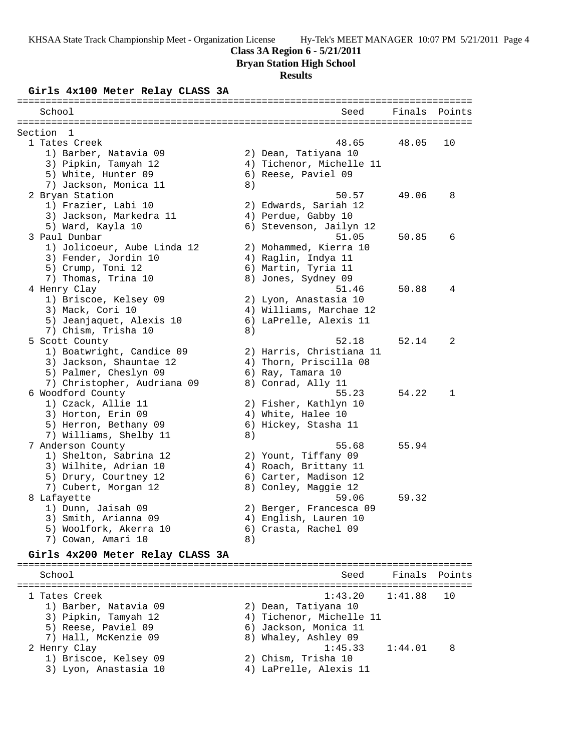# Class 3A Region 6 - 5/21/2011

## Bryan Station High School

### Results

#### Girls 4x100 Meter Relay CLASS 3A

| School | Seed | Finals | Points |
|---|---|---|---|
| **Section 1** | | | |
| 1 Tates Creek | 48.65 | 48.05 | 10 |
| 1) Barber, Natavia 09; 2) Dean, Tatiyana 10; 3) Pipkin, Tamyah 12; 4) Tichenor, Michelle 11; 5) White, Hunter 09; 6) Reese, Paviel 09; 7) Jackson, Monica 11; 8) | | | |
| 2 Bryan Station | 50.57 | 49.06 | 8 |
| 1) Frazier, Labi 10; 2) Edwards, Sariah 12; 3) Jackson, Markedra 11; 4) Perdue, Gabby 10; 5) Ward, Kayla 10; 6) Stevenson, Jailyn 12 | | | |
| 3 Paul Dunbar | 51.05 | 50.85 | 6 |
| 1) Jolicoeur, Aube Linda 12; 2) Mohammed, Kierra 10; 3) Fender, Jordin 10; 4) Raglin, Indya 11; 5) Crump, Toni 12; 6) Martin, Tyria 11; 7) Thomas, Trina 10; 8) Jones, Sydney 09 | | | |
| 4 Henry Clay | 51.46 | 50.88 | 4 |
| 1) Briscoe, Kelsey 09; 2) Lyon, Anastasia 10; 3) Mack, Cori 10; 4) Williams, Marchae 12; 5) Jeanjaquet, Alexis 10; 6) LaPrelle, Alexis 11; 7) Chism, Trisha 10; 8) | | | |
| 5 Scott County | 52.18 | 52.14 | 2 |
| 1) Boatwright, Candice 09; 2) Harris, Christiana 11; 3) Jackson, Shauntae 12; 4) Thorn, Priscilla 08; 5) Palmer, Cheslyn 09; 6) Ray, Tamara 10; 7) Christopher, Audriana 09; 8) Conrad, Ally 11 | | | |
| 6 Woodford County | 55.23 | 54.22 | 1 |
| 1) Czack, Allie 11; 2) Fisher, Kathlyn 10; 3) Horton, Erin 09; 4) White, Halee 10; 5) Herron, Bethany 09; 6) Hickey, Stasha 11; 7) Williams, Shelby 11; 8) | | | |
| 7 Anderson County | 55.68 | 55.94 | |
| 1) Shelton, Sabrina 12; 2) Yount, Tiffany 09; 3) Wilhite, Adrian 10; 4) Roach, Brittany 11; 5) Drury, Courtney 12; 6) Carter, Madison 12; 7) Cubert, Morgan 12; 8) Conley, Maggie 12 | | | |
| 8 Lafayette | 59.06 | 59.32 | |
| 1) Dunn, Jaisah 09; 2) Berger, Francesca 09; 3) Smith, Arianna 09; 4) English, Lauren 10; 5) Woolfork, Akerra 10; 6) Crasta, Rachel 09; 7) Cowan, Amari 10; 8) | | | |

#### Girls 4x200 Meter Relay CLASS 3A

| School | Seed | Finals | Points |
|---|---|---|---|
| 1 Tates Creek | 1:43.20 | 1:41.88 | 10 |
| 1) Barber, Natavia 09; 2) Dean, Tatiyana 10; 3) Pipkin, Tamyah 12; 4) Tichenor, Michelle 11; 5) Reese, Paviel 09; 6) Jackson, Monica 11; 7) Hall, McKenzie 09; 8) Whaley, Ashley 09 | | | |
| 2 Henry Clay | 1:45.33 | 1:44.01 | 8 |
| 1) Briscoe, Kelsey 09; 2) Chism, Trisha 10; 3) Lyon, Anastasia 10; 4) LaPrelle, Alexis 11 | | | |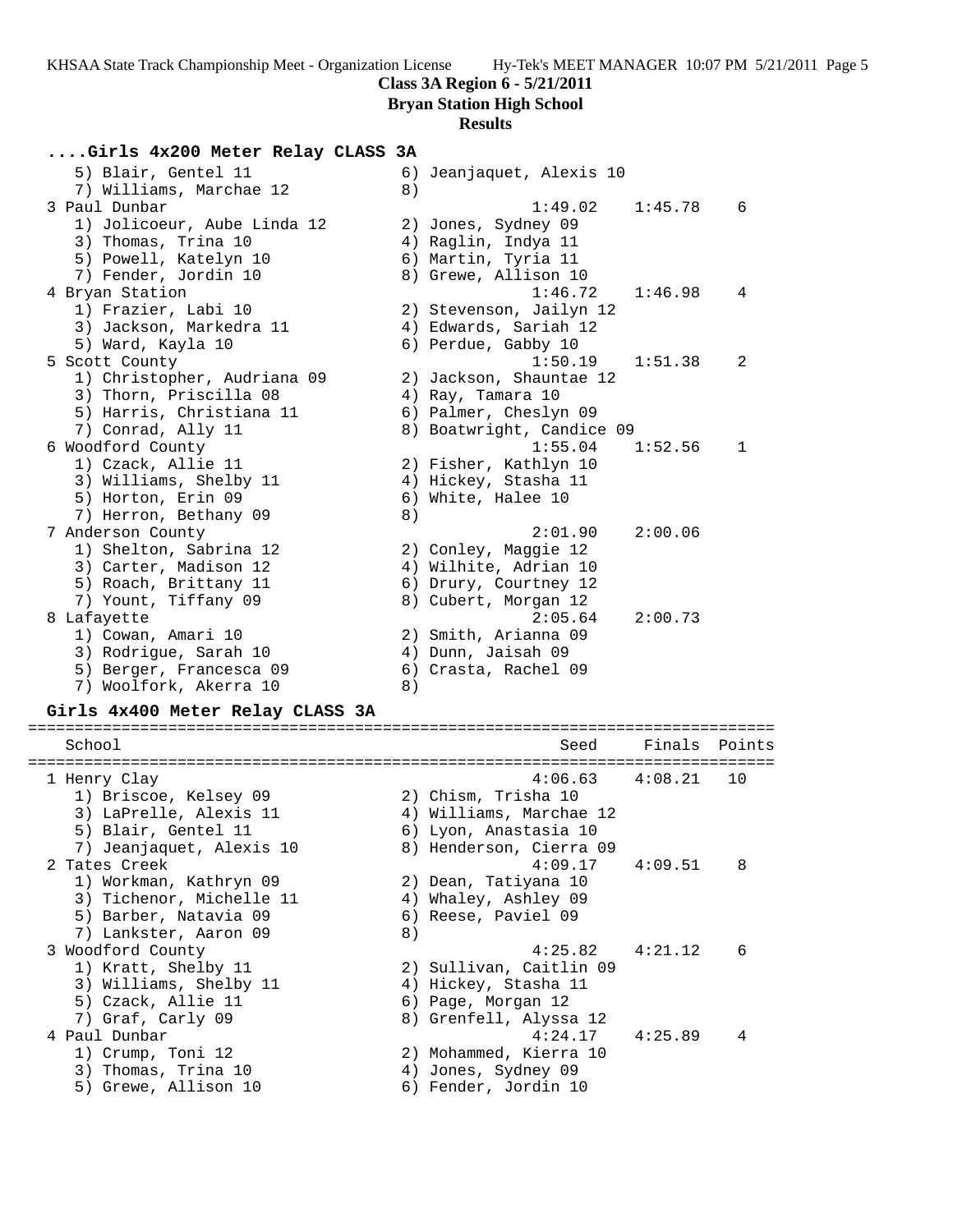**Class 3A Region 6 - 5/21/2011**

**Bryan Station High School**

**Results**

## ....Girls 4x200 Meter Relay CLASS 3A

```
   5) Blair, Gentel 11               6) Jeanjaquet, Alexis 10
   7) Williams, Marchae 12           8)
 3 Paul Dunbar                                 1:49.02    1:45.78    6
   1) Jolicoeur, Aube Linda 12       2) Jones, Sydney 09
   3) Thomas, Trina 10               4) Raglin, Indya 11
   5) Powell, Katelyn 10             6) Martin, Tyria 11
   7) Fender, Jordin 10              8) Grewe, Allison 10
 4 Bryan Station                               1:46.72    1:46.98    4
   1) Frazier, Labi 10               2) Stevenson, Jailyn 12
   3) Jackson, Markedra 11           4) Edwards, Sariah 12
   5) Ward, Kayla 10                 6) Perdue, Gabby 10
 5 Scott County                                1:50.19    1:51.38    2
   1) Christopher, Audriana 09       2) Jackson, Shauntae 12
   3) Thorn, Priscilla 08            4) Ray, Tamara 10
   5) Harris, Christiana 11          6) Palmer, Cheslyn 09
   7) Conrad, Ally 11                8) Boatwright, Candice 09
 6 Woodford County                             1:55.04    1:52.56    1
   1) Czack, Allie 11                2) Fisher, Kathlyn 10
   3) Williams, Shelby 11            4) Hickey, Stasha 11
   5) Horton, Erin 09                6) White, Halee 10
   7) Herron, Bethany 09             8)
 7 Anderson County                             2:01.90    2:00.06
   1) Shelton, Sabrina 12            2) Conley, Maggie 12
   3) Carter, Madison 12             4) Wilhite, Adrian 10
   5) Roach, Brittany 11             6) Drury, Courtney 12
   7) Yount, Tiffany 09              8) Cubert, Morgan 12
 8 Lafayette                                   2:05.64    2:00.73
   1) Cowan, Amari 10                2) Smith, Arianna 09
   3) Rodrigue, Sarah 10             4) Dunn, Jaisah 09
   5) Berger, Francesca 09           6) Crasta, Rachel 09
   7) Woolfork, Akerra 10            8)
```

## Girls 4x400 Meter Relay CLASS 3A

```
================================================================================
   School                                         Seed     Finals  Points
================================================================================
 1 Henry Clay                                  4:06.63    4:08.21   10
   1) Briscoe, Kelsey 09             2) Chism, Trisha 10
   3) LaPrelle, Alexis 11            4) Williams, Marchae 12
   5) Blair, Gentel 11               6) Lyon, Anastasia 10
   7) Jeanjaquet, Alexis 10          8) Henderson, Cierra 09
 2 Tates Creek                                 4:09.17    4:09.51    8
   1) Workman, Kathryn 09            2) Dean, Tatiyana 10
   3) Tichenor, Michelle 11          4) Whaley, Ashley 09
   5) Barber, Natavia 09             6) Reese, Paviel 09
   7) Lankster, Aaron 09             8)
 3 Woodford County                             4:25.82    4:21.12    6
   1) Kratt, Shelby 11               2) Sullivan, Caitlin 09
   3) Williams, Shelby 11            4) Hickey, Stasha 11
   5) Czack, Allie 11                6) Page, Morgan 12
   7) Graf, Carly 09                 8) Grenfell, Alyssa 12
 4 Paul Dunbar                                 4:24.17    4:25.89    4
   1) Crump, Toni 12                 2) Mohammed, Kierra 10
   3) Thomas, Trina 10               4) Jones, Sydney 09
   5) Grewe, Allison 10              6) Fender, Jordin 10
```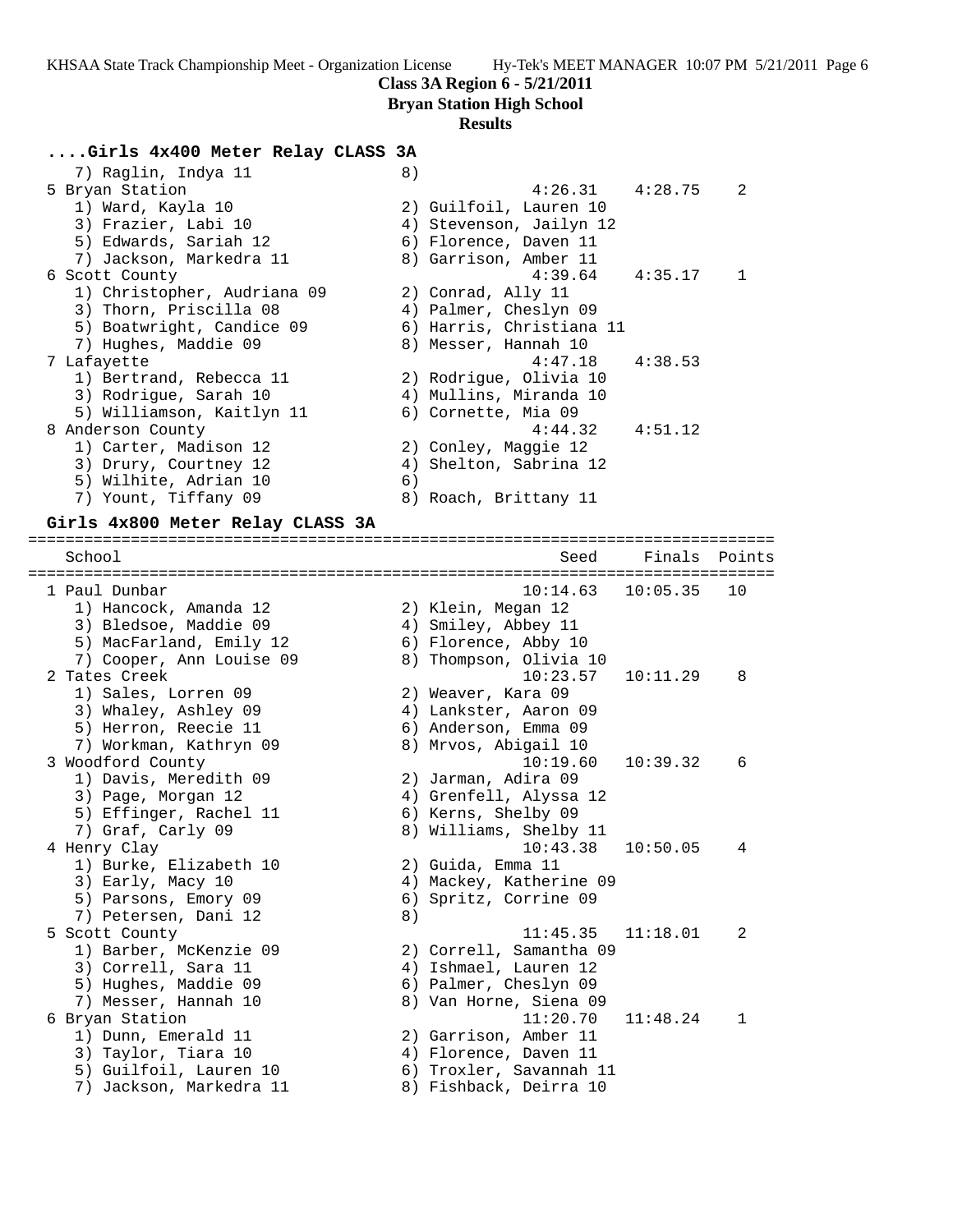**Class 3A Region 6 - 5/21/2011**
**Bryan Station High School**
**Results**

### ....Girls 4x400 Meter Relay CLASS 3A

```
   7) Raglin, Indya 11              8)
 5 Bryan Station                              4:26.31    4:28.75    2
   1) Ward, Kayla 10                2) Guilfoil, Lauren 10
   3) Frazier, Labi 10              4) Stevenson, Jailyn 12
   5) Edwards, Sariah 12            6) Florence, Daven 11
   7) Jackson, Markedra 11          8) Garrison, Amber 11
 6 Scott County                               4:39.64    4:35.17    1
   1) Christopher, Audriana 09      2) Conrad, Ally 11
   3) Thorn, Priscilla 08           4) Palmer, Cheslyn 09
   5) Boatwright, Candice 09        6) Harris, Christiana 11
   7) Hughes, Maddie 09             8) Messer, Hannah 10
 7 Lafayette                                  4:47.18    4:38.53
   1) Bertrand, Rebecca 11          2) Rodrigue, Olivia 10
   3) Rodrigue, Sarah 10            4) Mullins, Miranda 10
   5) Williamson, Kaitlyn 11        6) Cornette, Mia 09
 8 Anderson County                            4:44.32    4:51.12
   1) Carter, Madison 12            2) Conley, Maggie 12
   3) Drury, Courtney 12            4) Shelton, Sabrina 12
   5) Wilhite, Adrian 10            6)
   7) Yount, Tiffany 09             8) Roach, Brittany 11
```

### Girls 4x800 Meter Relay CLASS 3A

```
================================================================================
    School                                       Seed     Finals  Points
================================================================================
 1 Paul Dunbar                               10:14.63   10:05.35   10
   1) Hancock, Amanda 12            2) Klein, Megan 12
   3) Bledsoe, Maddie 09            4) Smiley, Abbey 11
   5) MacFarland, Emily 12          6) Florence, Abby 10
   7) Cooper, Ann Louise 09         8) Thompson, Olivia 10
 2 Tates Creek                               10:23.57   10:11.29    8
   1) Sales, Lorren 09              2) Weaver, Kara 09
   3) Whaley, Ashley 09             4) Lankster, Aaron 09
   5) Herron, Reecie 11             6) Anderson, Emma 09
   7) Workman, Kathryn 09           8) Mrvos, Abigail 10
 3 Woodford County                           10:19.60   10:39.32    6
   1) Davis, Meredith 09            2) Jarman, Adira 09
   3) Page, Morgan 12               4) Grenfell, Alyssa 12
   5) Effinger, Rachel 11           6) Kerns, Shelby 09
   7) Graf, Carly 09                8) Williams, Shelby 11
 4 Henry Clay                                10:43.38   10:50.05    4
   1) Burke, Elizabeth 10           2) Guida, Emma 11
   3) Early, Macy 10                4) Mackey, Katherine 09
   5) Parsons, Emory 09             6) Spritz, Corrine 09
   7) Petersen, Dani 12             8)
 5 Scott County                              11:45.35   11:18.01    2
   1) Barber, McKenzie 09           2) Correll, Samantha 09
   3) Correll, Sara 11              4) Ishmael, Lauren 12
   5) Hughes, Maddie 09             6) Palmer, Cheslyn 09
   7) Messer, Hannah 10             8) Van Horne, Siena 09
 6 Bryan Station                             11:20.70   11:48.24    1
   1) Dunn, Emerald 11              2) Garrison, Amber 11
   3) Taylor, Tiara 10              4) Florence, Daven 11
   5) Guilfoil, Lauren 10           6) Troxler, Savannah 11
   7) Jackson, Markedra 11          8) Fishback, Deirra 10
```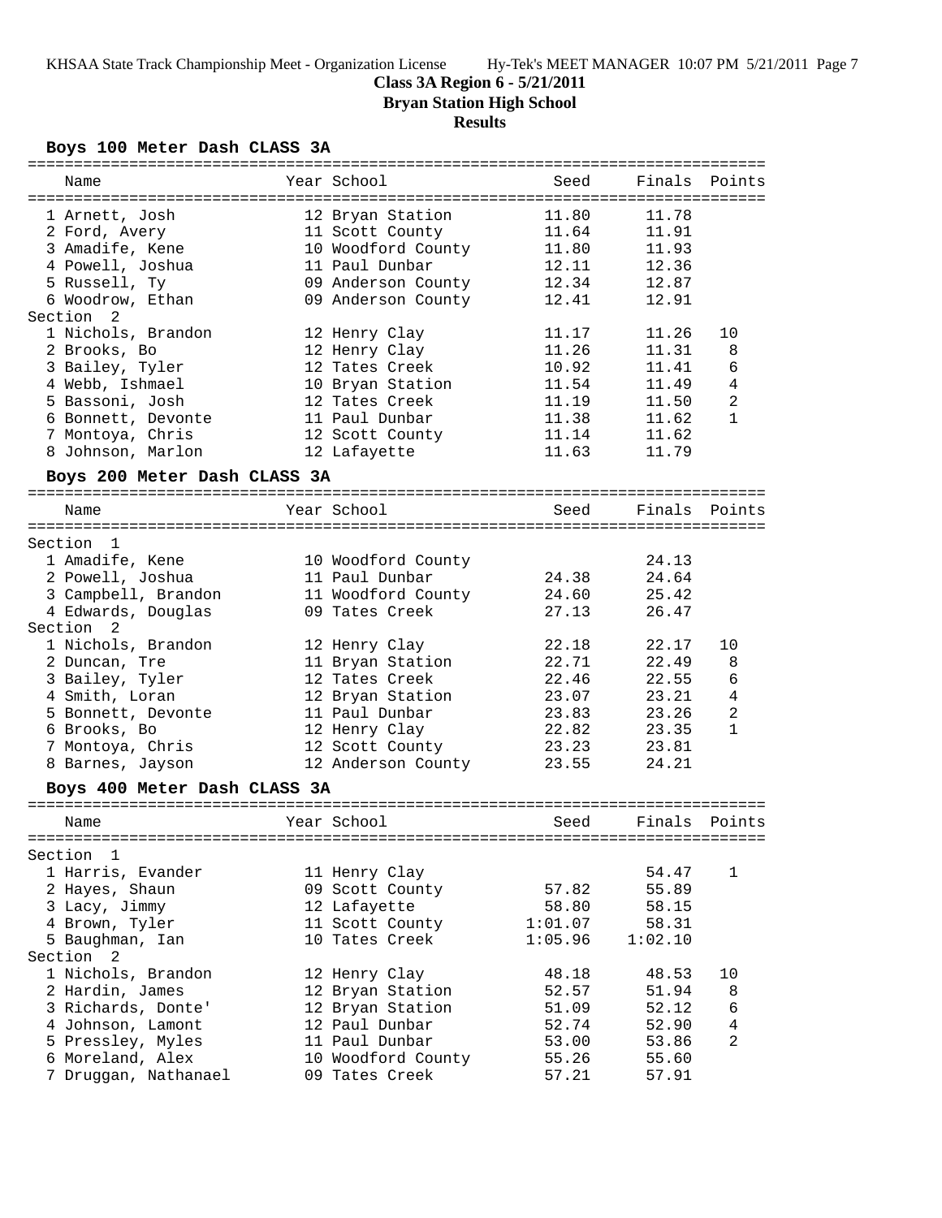**Class 3A Region 6 - 5/21/2011**

**Bryan Station High School**

**Results**

## Boys 100 Meter Dash CLASS 3A

| Name | Year | School | Seed | Finals | Points |
|---|---|---|---|---|---|
| 1 Arnett, Josh | 12 | Bryan Station | 11.80 | 11.78 | |
| 2 Ford, Avery | 11 | Scott County | 11.64 | 11.91 | |
| 3 Amadife, Kene | 10 | Woodford County | 11.80 | 11.93 | |
| 4 Powell, Joshua | 11 | Paul Dunbar | 12.11 | 12.36 | |
| 5 Russell, Ty | 09 | Anderson County | 12.34 | 12.87 | |
| 6 Woodrow, Ethan | 09 | Anderson County | 12.41 | 12.91 | |
| **Section 2** | | | | | |
| 1 Nichols, Brandon | 12 | Henry Clay | 11.17 | 11.26 | 10 |
| 2 Brooks, Bo | 12 | Henry Clay | 11.26 | 11.31 | 8 |
| 3 Bailey, Tyler | 12 | Tates Creek | 10.92 | 11.41 | 6 |
| 4 Webb, Ishmael | 10 | Bryan Station | 11.54 | 11.49 | 4 |
| 5 Bassoni, Josh | 12 | Tates Creek | 11.19 | 11.50 | 2 |
| 6 Bonnett, Devonte | 11 | Paul Dunbar | 11.38 | 11.62 | 1 |
| 7 Montoya, Chris | 12 | Scott County | 11.14 | 11.62 | |
| 8 Johnson, Marlon | 12 | Lafayette | 11.63 | 11.79 | |

## Boys 200 Meter Dash CLASS 3A

| Name | Year | School | Seed | Finals | Points |
|---|---|---|---|---|---|
| **Section 1** | | | | | |
| 1 Amadife, Kene | 10 | Woodford County | | 24.13 | |
| 2 Powell, Joshua | 11 | Paul Dunbar | 24.38 | 24.64 | |
| 3 Campbell, Brandon | 11 | Woodford County | 24.60 | 25.42 | |
| 4 Edwards, Douglas | 09 | Tates Creek | 27.13 | 26.47 | |
| **Section 2** | | | | | |
| 1 Nichols, Brandon | 12 | Henry Clay | 22.18 | 22.17 | 10 |
| 2 Duncan, Tre | 11 | Bryan Station | 22.71 | 22.49 | 8 |
| 3 Bailey, Tyler | 12 | Tates Creek | 22.46 | 22.55 | 6 |
| 4 Smith, Loran | 12 | Bryan Station | 23.07 | 23.21 | 4 |
| 5 Bonnett, Devonte | 11 | Paul Dunbar | 23.83 | 23.26 | 2 |
| 6 Brooks, Bo | 12 | Henry Clay | 22.82 | 23.35 | 1 |
| 7 Montoya, Chris | 12 | Scott County | 23.23 | 23.81 | |
| 8 Barnes, Jayson | 12 | Anderson County | 23.55 | 24.21 | |

## Boys 400 Meter Dash CLASS 3A

| Name | Year | School | Seed | Finals | Points |
|---|---|---|---|---|---|
| **Section 1** | | | | | |
| 1 Harris, Evander | 11 | Henry Clay | | 54.47 | 1 |
| 2 Hayes, Shaun | 09 | Scott County | 57.82 | 55.89 | |
| 3 Lacy, Jimmy | 12 | Lafayette | 58.80 | 58.15 | |
| 4 Brown, Tyler | 11 | Scott County | 1:01.07 | 58.31 | |
| 5 Baughman, Ian | 10 | Tates Creek | 1:05.96 | 1:02.10 | |
| **Section 2** | | | | | |
| 1 Nichols, Brandon | 12 | Henry Clay | 48.18 | 48.53 | 10 |
| 2 Hardin, James | 12 | Bryan Station | 52.57 | 51.94 | 8 |
| 3 Richards, Donte' | 12 | Bryan Station | 51.09 | 52.12 | 6 |
| 4 Johnson, Lamont | 12 | Paul Dunbar | 52.74 | 52.90 | 4 |
| 5 Pressley, Myles | 11 | Paul Dunbar | 53.00 | 53.86 | 2 |
| 6 Moreland, Alex | 10 | Woodford County | 55.26 | 55.60 | |
| 7 Druggan, Nathanael | 09 | Tates Creek | 57.21 | 57.91 | |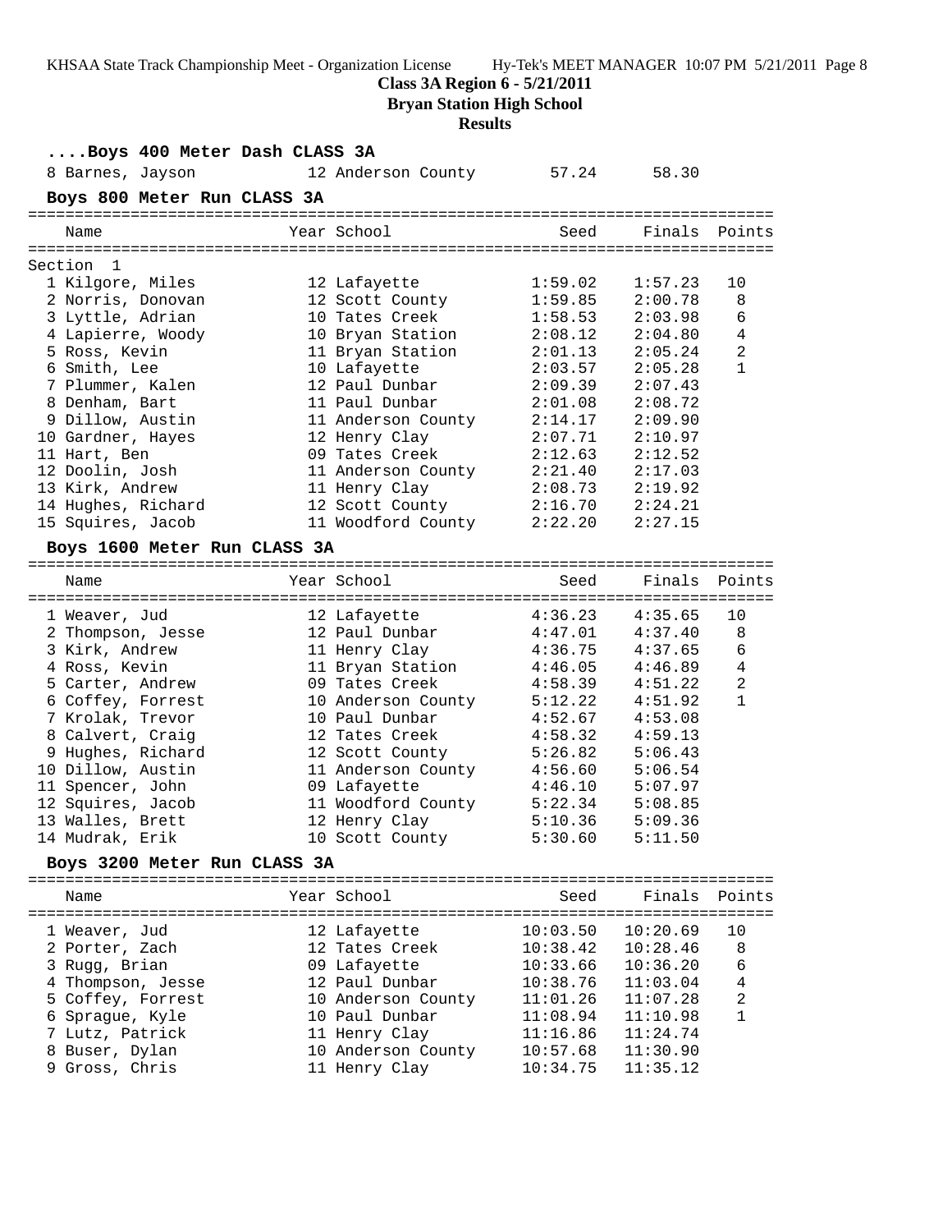**Class 3A Region 6 - 5/21/2011**

**Bryan Station High School**

**Results**

### ....Boys 400 Meter Dash CLASS 3A

| | Name | Year | School | Seed | Finals | Points |
|---|---|---|---|---|---|---|
| 8 | Barnes, Jayson | 12 | Anderson County | 57.24 | 58.30 | |

### Boys 800 Meter Run CLASS 3A

Section 1

| | Name | Year | School | Seed | Finals | Points |
|---|---|---|---|---|---|---|
| 1 | Kilgore, Miles | 12 | Lafayette | 1:59.02 | 1:57.23 | 10 |
| 2 | Norris, Donovan | 12 | Scott County | 1:59.85 | 2:00.78 | 8 |
| 3 | Lyttle, Adrian | 10 | Tates Creek | 1:58.53 | 2:03.98 | 6 |
| 4 | Lapierre, Woody | 10 | Bryan Station | 2:08.12 | 2:04.80 | 4 |
| 5 | Ross, Kevin | 11 | Bryan Station | 2:01.13 | 2:05.24 | 2 |
| 6 | Smith, Lee | 10 | Lafayette | 2:03.57 | 2:05.28 | 1 |
| 7 | Plummer, Kalen | 12 | Paul Dunbar | 2:09.39 | 2:07.43 | |
| 8 | Denham, Bart | 11 | Paul Dunbar | 2:01.08 | 2:08.72 | |
| 9 | Dillow, Austin | 11 | Anderson County | 2:14.17 | 2:09.90 | |
| 10 | Gardner, Hayes | 12 | Henry Clay | 2:07.71 | 2:10.97 | |
| 11 | Hart, Ben | 09 | Tates Creek | 2:12.63 | 2:12.52 | |
| 12 | Doolin, Josh | 11 | Anderson County | 2:21.40 | 2:17.03 | |
| 13 | Kirk, Andrew | 11 | Henry Clay | 2:08.73 | 2:19.92 | |
| 14 | Hughes, Richard | 12 | Scott County | 2:16.70 | 2:24.21 | |
| 15 | Squires, Jacob | 11 | Woodford County | 2:22.20 | 2:27.15 | |

### Boys 1600 Meter Run CLASS 3A

| | Name | Year | School | Seed | Finals | Points |
|---|---|---|---|---|---|---|
| 1 | Weaver, Jud | 12 | Lafayette | 4:36.23 | 4:35.65 | 10 |
| 2 | Thompson, Jesse | 12 | Paul Dunbar | 4:47.01 | 4:37.40 | 8 |
| 3 | Kirk, Andrew | 11 | Henry Clay | 4:36.75 | 4:37.65 | 6 |
| 4 | Ross, Kevin | 11 | Bryan Station | 4:46.05 | 4:46.89 | 4 |
| 5 | Carter, Andrew | 09 | Tates Creek | 4:58.39 | 4:51.22 | 2 |
| 6 | Coffey, Forrest | 10 | Anderson County | 5:12.22 | 4:51.92 | 1 |
| 7 | Krolak, Trevor | 10 | Paul Dunbar | 4:52.67 | 4:53.08 | |
| 8 | Calvert, Craig | 12 | Tates Creek | 4:58.32 | 4:59.13 | |
| 9 | Hughes, Richard | 12 | Scott County | 5:26.82 | 5:06.43 | |
| 10 | Dillow, Austin | 11 | Anderson County | 4:56.60 | 5:06.54 | |
| 11 | Spencer, John | 09 | Lafayette | 4:46.10 | 5:07.97 | |
| 12 | Squires, Jacob | 11 | Woodford County | 5:22.34 | 5:08.85 | |
| 13 | Walles, Brett | 12 | Henry Clay | 5:10.36 | 5:09.36 | |
| 14 | Mudrak, Erik | 10 | Scott County | 5:30.60 | 5:11.50 | |

### Boys 3200 Meter Run CLASS 3A

| | Name | Year | School | Seed | Finals | Points |
|---|---|---|---|---|---|---|
| 1 | Weaver, Jud | 12 | Lafayette | 10:03.50 | 10:20.69 | 10 |
| 2 | Porter, Zach | 12 | Tates Creek | 10:38.42 | 10:28.46 | 8 |
| 3 | Rugg, Brian | 09 | Lafayette | 10:33.66 | 10:36.20 | 6 |
| 4 | Thompson, Jesse | 12 | Paul Dunbar | 10:38.76 | 11:03.04 | 4 |
| 5 | Coffey, Forrest | 10 | Anderson County | 11:01.26 | 11:07.28 | 2 |
| 6 | Sprague, Kyle | 10 | Paul Dunbar | 11:08.94 | 11:10.98 | 1 |
| 7 | Lutz, Patrick | 11 | Henry Clay | 11:16.86 | 11:24.74 | |
| 8 | Buser, Dylan | 10 | Anderson County | 10:57.68 | 11:30.90 | |
| 9 | Gross, Chris | 11 | Henry Clay | 10:34.75 | 11:35.12 | |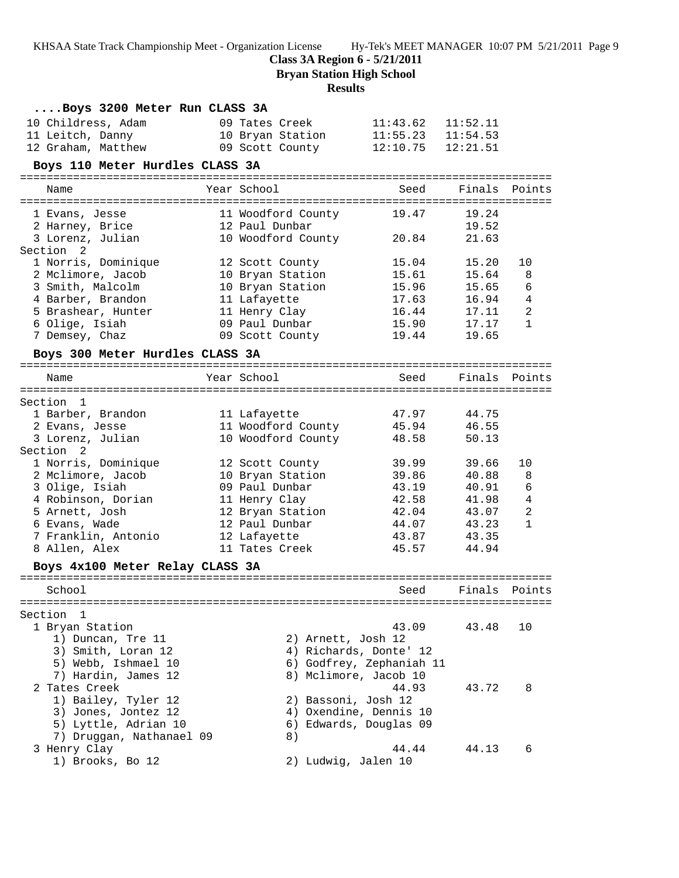**Class 3A Region 6 - 5/21/2011**

**Bryan Station High School**

**Results**

### ....Boys 3200 Meter Run CLASS 3A

| Place | Name | Year | School | Seed | Finals | Points |
|---|---|---|---|---|---|---|
| 10 | Childress, Adam | 09 | Tates Creek | 11:43.62 | 11:52.11 | |
| 11 | Leitch, Danny | 10 | Bryan Station | 11:55.23 | 11:54.53 | |
| 12 | Graham, Matthew | 09 | Scott County | 12:10.75 | 12:21.51 | |

### Boys 110 Meter Hurdles CLASS 3A

| Place | Name | Year | School | Seed | Finals | Points |
|---|---|---|---|---|---|---|
| 1 | Evans, Jesse | 11 | Woodford County | 19.47 | 19.24 | |
| 2 | Harney, Brice | 12 | Paul Dunbar | | 19.52 | |
| 3 | Lorenz, Julian | 10 | Woodford County | 20.84 | 21.63 | |
| **Section 2** | | | | | | |
| 1 | Norris, Dominique | 12 | Scott County | 15.04 | 15.20 | 10 |
| 2 | Mclimore, Jacob | 10 | Bryan Station | 15.61 | 15.64 | 8 |
| 3 | Smith, Malcolm | 10 | Bryan Station | 15.96 | 15.65 | 6 |
| 4 | Barber, Brandon | 11 | Lafayette | 17.63 | 16.94 | 4 |
| 5 | Brashear, Hunter | 11 | Henry Clay | 16.44 | 17.11 | 2 |
| 6 | Olige, Isiah | 09 | Paul Dunbar | 15.90 | 17.17 | 1 |
| 7 | Demsey, Chaz | 09 | Scott County | 19.44 | 19.65 | |

### Boys 300 Meter Hurdles CLASS 3A

| Place | Name | Year | School | Seed | Finals | Points |
|---|---|---|---|---|---|---|
| **Section 1** | | | | | | |
| 1 | Barber, Brandon | 11 | Lafayette | 47.97 | 44.75 | |
| 2 | Evans, Jesse | 11 | Woodford County | 45.94 | 46.55 | |
| 3 | Lorenz, Julian | 10 | Woodford County | 48.58 | 50.13 | |
| **Section 2** | | | | | | |
| 1 | Norris, Dominique | 12 | Scott County | 39.99 | 39.66 | 10 |
| 2 | Mclimore, Jacob | 10 | Bryan Station | 39.86 | 40.88 | 8 |
| 3 | Olige, Isiah | 09 | Paul Dunbar | 43.19 | 40.91 | 6 |
| 4 | Robinson, Dorian | 11 | Henry Clay | 42.58 | 41.98 | 4 |
| 5 | Arnett, Josh | 12 | Bryan Station | 42.04 | 43.07 | 2 |
| 6 | Evans, Wade | 12 | Paul Dunbar | 44.07 | 43.23 | 1 |
| 7 | Franklin, Antonio | 12 | Lafayette | 43.87 | 43.35 | |
| 8 | Allen, Alex | 11 | Tates Creek | 45.57 | 44.94 | |

### Boys 4x100 Meter Relay CLASS 3A

| Place | School | Seed | Finals | Points |
|---|---|---|---|---|
| **Section 1** | | | | |
| 1 | Bryan Station | 43.09 | 43.48 | 10 |
| 2 | Tates Creek | 44.93 | 43.72 | 8 |
| 3 | Henry Clay | 44.44 | 44.13 | 6 |

1 Bryan Station:
1) Duncan, Tre 11; 2) Arnett, Josh 12; 3) Smith, Loran 12; 4) Richards, Donte' 12; 5) Webb, Ishmael 10; 6) Godfrey, Zephaniah 11; 7) Hardin, James 12; 8) Mclimore, Jacob 10

2 Tates Creek:
1) Bailey, Tyler 12; 2) Bassoni, Josh 12; 3) Jones, Jontez 12; 4) Oxendine, Dennis 10; 5) Lyttle, Adrian 10; 6) Edwards, Douglas 09; 7) Druggan, Nathanael 09; 8)

3 Henry Clay:
1) Brooks, Bo 12; 2) Ludwig, Jalen 10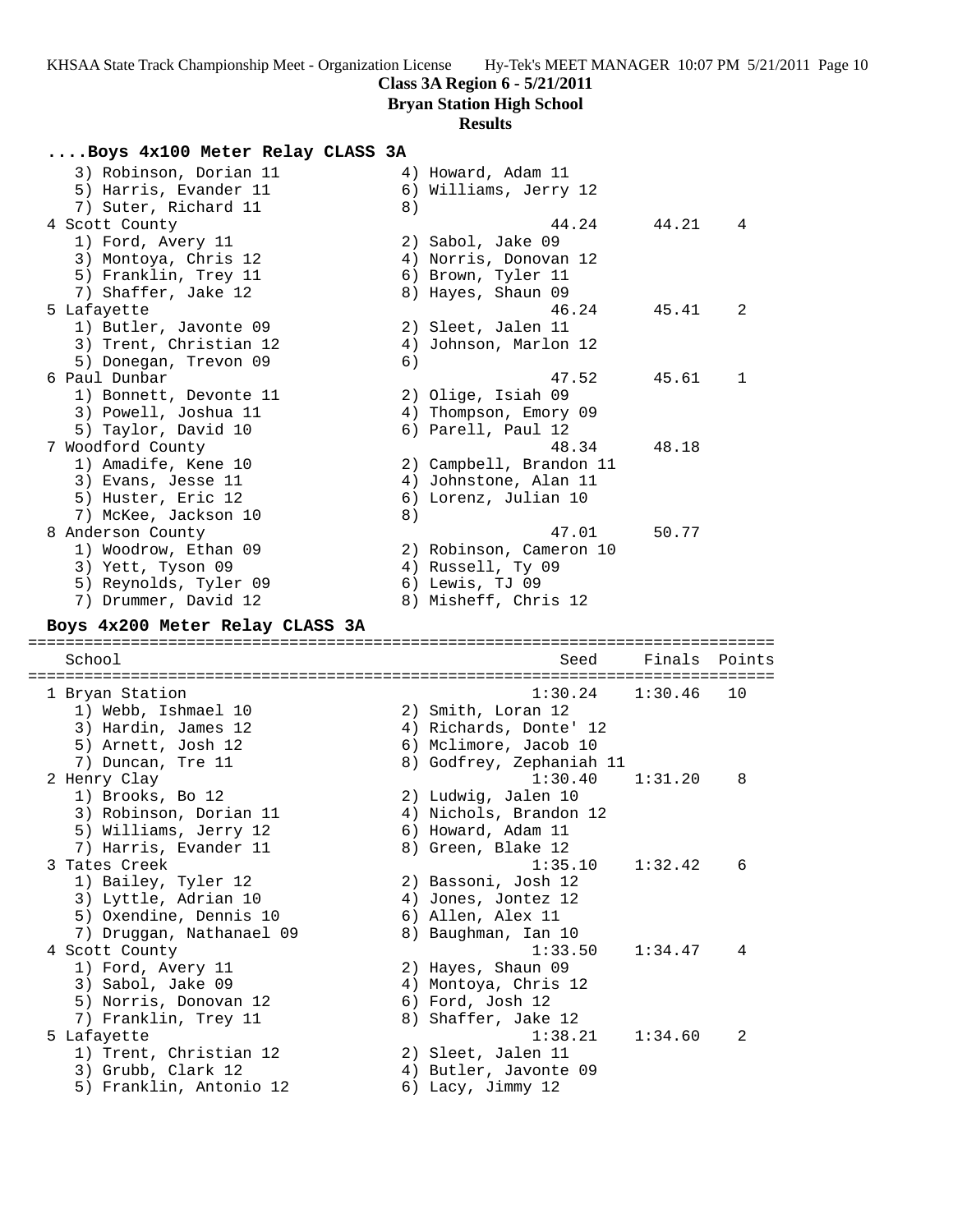**Class 3A Region 6 - 5/21/2011**

**Bryan Station High School**

**Results**

### ....Boys 4x100 Meter Relay CLASS 3A

```
   3) Robinson, Dorian 11            4) Howard, Adam 11
   5) Harris, Evander 11             6) Williams, Jerry 12
   7) Suter, Richard 11              8)
 4 Scott County                                 44.24      44.21    4
   1) Ford, Avery 11                 2) Sabol, Jake 09
   3) Montoya, Chris 12              4) Norris, Donovan 12
   5) Franklin, Trey 11              6) Brown, Tyler 11
   7) Shaffer, Jake 12               8) Hayes, Shaun 09
 5 Lafayette                                    46.24      45.41    2
   1) Butler, Javonte 09             2) Sleet, Jalen 11
   3) Trent, Christian 12            4) Johnson, Marlon 12
   5) Donegan, Trevon 09             6)
 6 Paul Dunbar                                  47.52      45.61    1
   1) Bonnett, Devonte 11            2) Olige, Isiah 09
   3) Powell, Joshua 11              4) Thompson, Emory 09
   5) Taylor, David 10               6) Parell, Paul 12
 7 Woodford County                              48.34      48.18
   1) Amadife, Kene 10               2) Campbell, Brandon 11
   3) Evans, Jesse 11                4) Johnstone, Alan 11
   5) Huster, Eric 12                6) Lorenz, Julian 10
   7) McKee, Jackson 10              8)
 8 Anderson County                              47.01      50.77
   1) Woodrow, Ethan 09              2) Robinson, Cameron 10
   3) Yett, Tyson 09                 4) Russell, Ty 09
   5) Reynolds, Tyler 09             6) Lewis, TJ 09
   7) Drummer, David 12              8) Misheff, Chris 12
```

### Boys 4x200 Meter Relay CLASS 3A

```
================================================================================
   School                                         Seed     Finals  Points
================================================================================
 1 Bryan Station                               1:30.24    1:30.46   10
   1) Webb, Ishmael 10               2) Smith, Loran 12
   3) Hardin, James 12               4) Richards, Donte' 12
   5) Arnett, Josh 12                6) Mclimore, Jacob 10
   7) Duncan, Tre 11                 8) Godfrey, Zephaniah 11
 2 Henry Clay                                  1:30.40    1:31.20    8
   1) Brooks, Bo 12                  2) Ludwig, Jalen 10
   3) Robinson, Dorian 11            4) Nichols, Brandon 12
   5) Williams, Jerry 12             6) Howard, Adam 11
   7) Harris, Evander 11             8) Green, Blake 12
 3 Tates Creek                                 1:35.10    1:32.42    6
   1) Bailey, Tyler 12               2) Bassoni, Josh 12
   3) Lyttle, Adrian 10              4) Jones, Jontez 12
   5) Oxendine, Dennis 10            6) Allen, Alex 11
   7) Druggan, Nathanael 09          8) Baughman, Ian 10
 4 Scott County                                1:33.50    1:34.47    4
   1) Ford, Avery 11                 2) Hayes, Shaun 09
   3) Sabol, Jake 09                 4) Montoya, Chris 12
   5) Norris, Donovan 12             6) Ford, Josh 12
   7) Franklin, Trey 11              8) Shaffer, Jake 12
 5 Lafayette                                   1:38.21    1:34.60    2
   1) Trent, Christian 12            2) Sleet, Jalen 11
   3) Grubb, Clark 12                4) Butler, Javonte 09
   5) Franklin, Antonio 12           6) Lacy, Jimmy 12
```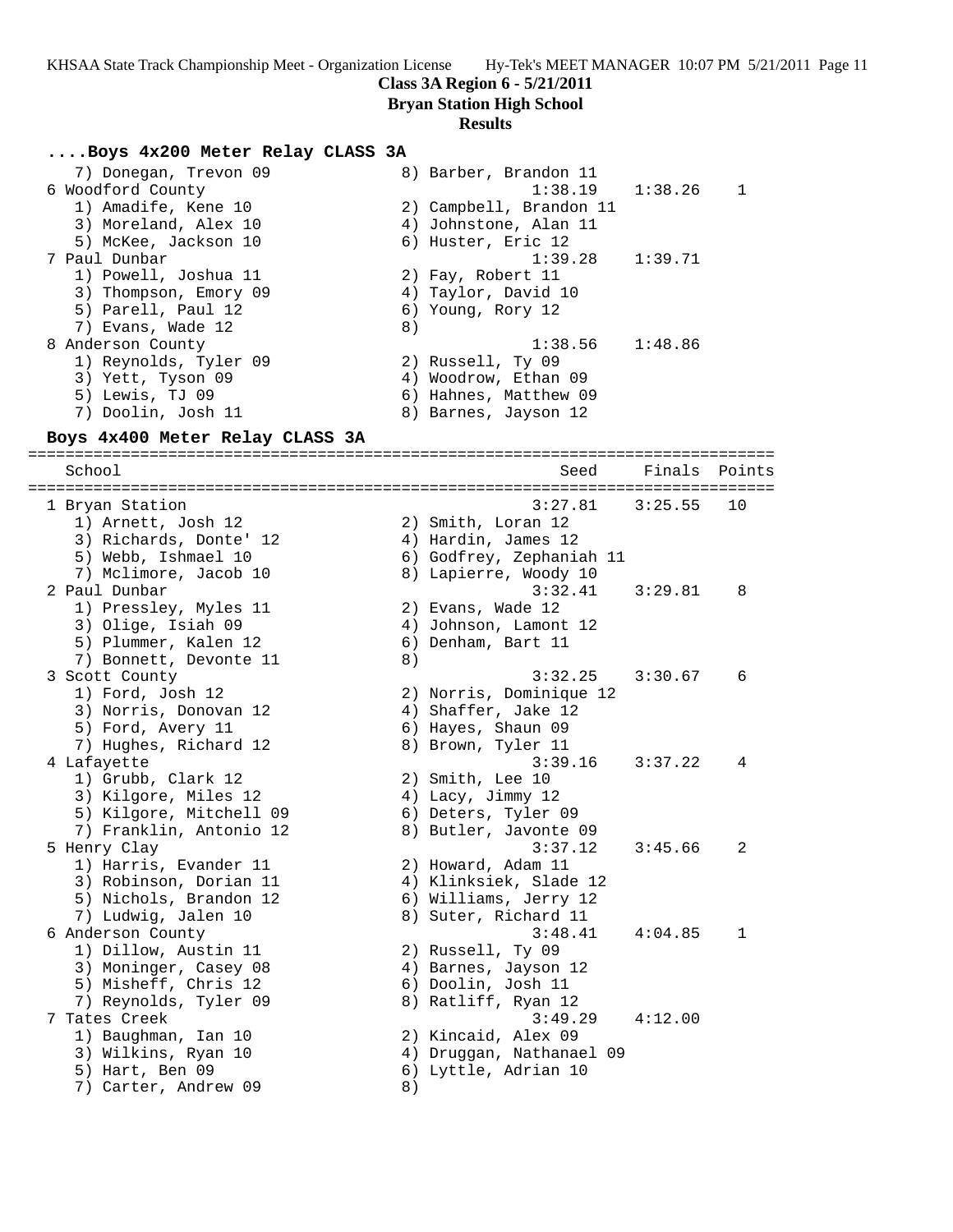## Class 3A Region 6 - 5/21/2011
## Bryan Station High School
## Results

### ....Boys 4x200 Meter Relay CLASS 3A

```
   7) Donegan, Trevon 09              8) Barber, Brandon 11
 6 Woodford County                             1:38.19    1:38.26    1
   1) Amadife, Kene 10                2) Campbell, Brandon 11
   3) Moreland, Alex 10               4) Johnstone, Alan 11
   5) McKee, Jackson 10               6) Huster, Eric 12
 7 Paul Dunbar                                 1:39.28    1:39.71
   1) Powell, Joshua 11               2) Fay, Robert 11
   3) Thompson, Emory 09              4) Taylor, David 10
   5) Parell, Paul 12                 6) Young, Rory 12
   7) Evans, Wade 12                  8)
 8 Anderson County                             1:38.56    1:48.86
   1) Reynolds, Tyler 09              2) Russell, Ty 09
   3) Yett, Tyson 09                  4) Woodrow, Ethan 09
   5) Lewis, TJ 09                    6) Hahnes, Matthew 09
   7) Doolin, Josh 11                 8) Barnes, Jayson 12
```

### Boys 4x400 Meter Relay CLASS 3A

```
================================================================================
   School                                          Seed     Finals  Points
================================================================================
 1 Bryan Station                               3:27.81    3:25.55   10
   1) Arnett, Josh 12                 2) Smith, Loran 12
   3) Richards, Donte' 12             4) Hardin, James 12
   5) Webb, Ishmael 10                6) Godfrey, Zephaniah 11
   7) Mclimore, Jacob 10              8) Lapierre, Woody 10
 2 Paul Dunbar                                 3:32.41    3:29.81    8
   1) Pressley, Myles 11              2) Evans, Wade 12
   3) Olige, Isiah 09                 4) Johnson, Lamont 12
   5) Plummer, Kalen 12               6) Denham, Bart 11
   7) Bonnett, Devonte 11             8)
 3 Scott County                                3:32.25    3:30.67    6
   1) Ford, Josh 12                   2) Norris, Dominique 12
   3) Norris, Donovan 12              4) Shaffer, Jake 12
   5) Ford, Avery 11                  6) Hayes, Shaun 09
   7) Hughes, Richard 12              8) Brown, Tyler 11
 4 Lafayette                                   3:39.16    3:37.22    4
   1) Grubb, Clark 12                 2) Smith, Lee 10
   3) Kilgore, Miles 12               4) Lacy, Jimmy 12
   5) Kilgore, Mitchell 09            6) Deters, Tyler 09
   7) Franklin, Antonio 12            8) Butler, Javonte 09
 5 Henry Clay                                  3:37.12    3:45.66    2
   1) Harris, Evander 11              2) Howard, Adam 11
   3) Robinson, Dorian 11             4) Klinksiek, Slade 12
   5) Nichols, Brandon 12             6) Williams, Jerry 12
   7) Ludwig, Jalen 10                8) Suter, Richard 11
 6 Anderson County                             3:48.41    4:04.85    1
   1) Dillow, Austin 11               2) Russell, Ty 09
   3) Moninger, Casey 08              4) Barnes, Jayson 12
   5) Misheff, Chris 12               6) Doolin, Josh 11
   7) Reynolds, Tyler 09              8) Ratliff, Ryan 12
 7 Tates Creek                                 3:49.29    4:12.00
   1) Baughman, Ian 10                2) Kincaid, Alex 09
   3) Wilkins, Ryan 10                4) Druggan, Nathanael 09
   5) Hart, Ben 09                    6) Lyttle, Adrian 10
   7) Carter, Andrew 09               8)
```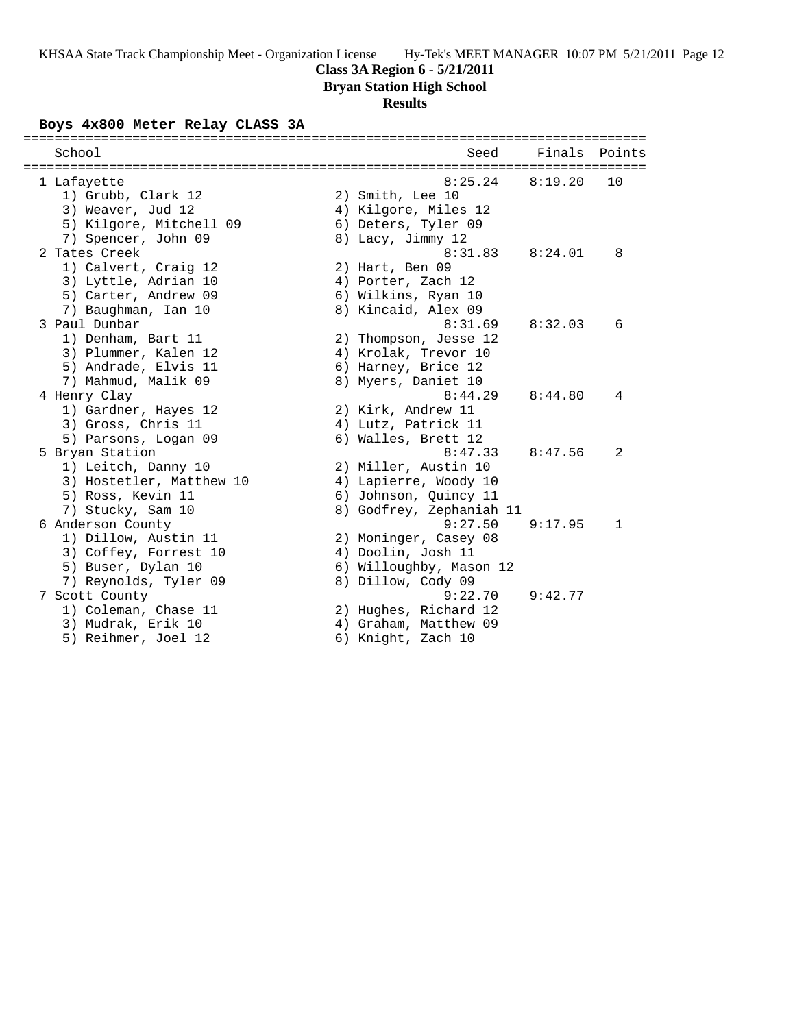**Class 3A Region 6 - 5/21/2011**

**Bryan Station High School**

**Results**

### Boys 4x800 Meter Relay CLASS 3A

| School | Seed | Finals | Points |
|---|---|---|---|
| 1 Lafayette | 8:25.24 | 8:19.20 | 10 |
| 1) Grubb, Clark 12; 2) Smith, Lee 10; 3) Weaver, Jud 12; 4) Kilgore, Miles 12; 5) Kilgore, Mitchell 09; 6) Deters, Tyler 09; 7) Spencer, John 09; 8) Lacy, Jimmy 12 | | | |
| 2 Tates Creek | 8:31.83 | 8:24.01 | 8 |
| 1) Calvert, Craig 12; 2) Hart, Ben 09; 3) Lyttle, Adrian 10; 4) Porter, Zach 12; 5) Carter, Andrew 09; 6) Wilkins, Ryan 10; 7) Baughman, Ian 10; 8) Kincaid, Alex 09 | | | |
| 3 Paul Dunbar | 8:31.69 | 8:32.03 | 6 |
| 1) Denham, Bart 11; 2) Thompson, Jesse 12; 3) Plummer, Kalen 12; 4) Krolak, Trevor 10; 5) Andrade, Elvis 11; 6) Harney, Brice 12; 7) Mahmud, Malik 09; 8) Myers, Daniet 10 | | | |
| 4 Henry Clay | 8:44.29 | 8:44.80 | 4 |
| 1) Gardner, Hayes 12; 2) Kirk, Andrew 11; 3) Gross, Chris 11; 4) Lutz, Patrick 11; 5) Parsons, Logan 09; 6) Walles, Brett 12 | | | |
| 5 Bryan Station | 8:47.33 | 8:47.56 | 2 |
| 1) Leitch, Danny 10; 2) Miller, Austin 10; 3) Hostetler, Matthew 10; 4) Lapierre, Woody 10; 5) Ross, Kevin 11; 6) Johnson, Quincy 11; 7) Stucky, Sam 10; 8) Godfrey, Zephaniah 11 | | | |
| 6 Anderson County | 9:27.50 | 9:17.95 | 1 |
| 1) Dillow, Austin 11; 2) Moninger, Casey 08; 3) Coffey, Forrest 10; 4) Doolin, Josh 11; 5) Buser, Dylan 10; 6) Willoughby, Mason 12; 7) Reynolds, Tyler 09; 8) Dillow, Cody 09 | | | |
| 7 Scott County | 9:22.70 | 9:42.77 | |
| 1) Coleman, Chase 11; 2) Hughes, Richard 12; 3) Mudrak, Erik 10; 4) Graham, Matthew 09; 5) Reihmer, Joel 12; 6) Knight, Zach 10 | | | |